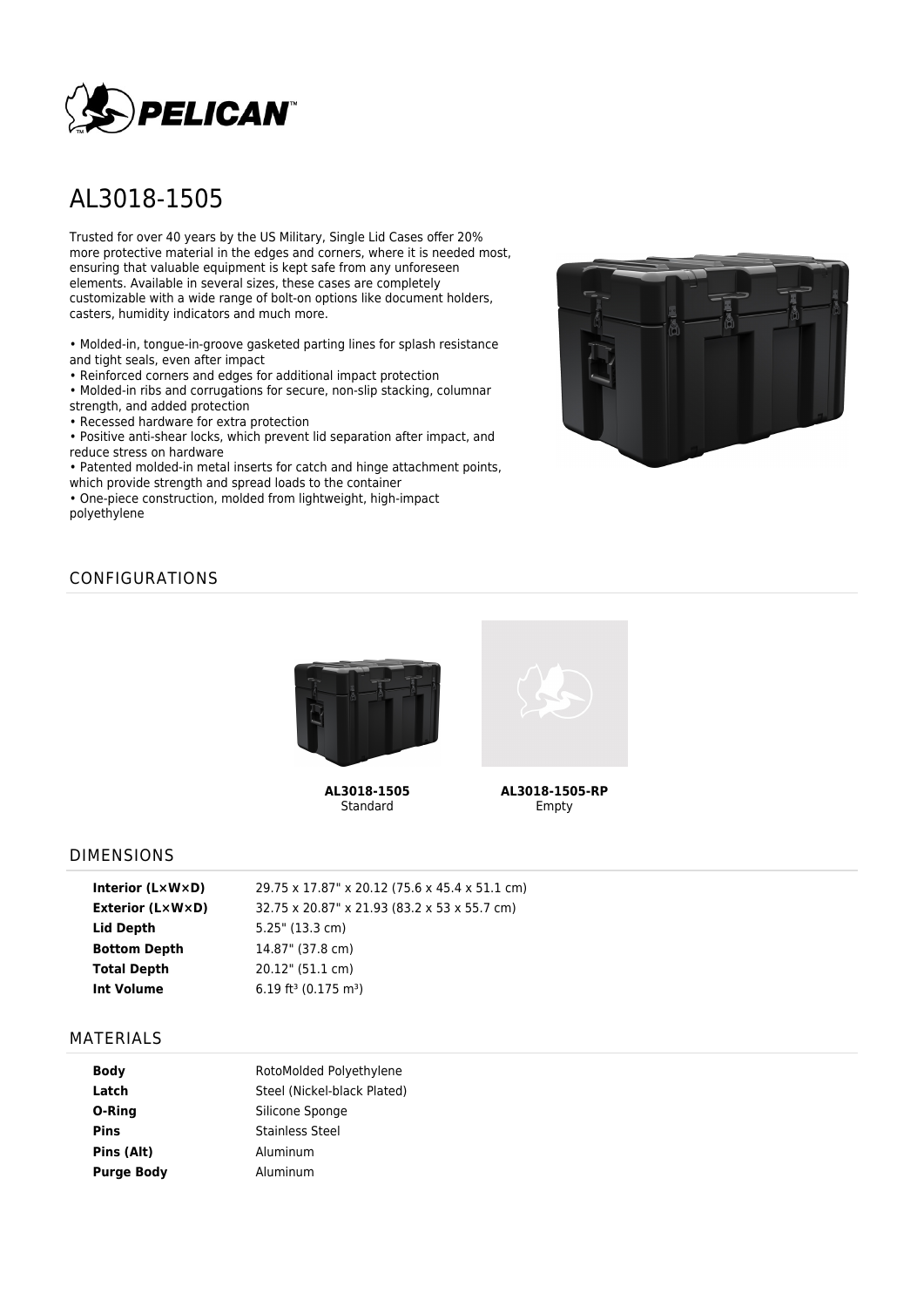# AL3018-1505

Trusted for over 40 years by the US Military, Single Lid Cases offer 20% more protective material in the edges and corners, where it is needed most, ensuring that valuable equipment is kept safe from any unforeseen elements. Available in several sizes, these cases are completely customizable with a wide range of bolt-on options like document holders, casters, humidity indicators and much more.

- Molded-in, tongue-in-groove gasketed parting lines for splash resistance and tight seals, even after impact
- Reinforced corners and edges for additional impact protection
- Molded-in ribs and corrugations for secure, non-slip stacking, columnar strength, and added protection
- Recessed hardware for extra protection
- Positive anti-shear locks, which prevent lid separation after impact, and reduce stress on hardware
- Patented molded-in metal inserts for catch and hinge attachment points, which provide strength and spread loads to the container
- One-piece construction, molded from lightweight, high-impact polyethylene

## CONFIGURATIONS

**AL3018-1505**
Standard

**AL3018-1505-RP**
Empty

## DIMENSIONS

| | |
|---|---|
| **Interior (L×W×D)** | 29.75 x 17.87" x 20.12 (75.6 x 45.4 x 51.1 cm) |
| **Exterior (L×W×D)** | 32.75 x 20.87" x 21.93 (83.2 x 53 x 55.7 cm) |
| **Lid Depth** | 5.25" (13.3 cm) |
| **Bottom Depth** | 14.87" (37.8 cm) |
| **Total Depth** | 20.12" (51.1 cm) |
| **Int Volume** | 6.19 $ft^3$ (0.175 $m^3$) |

## MATERIALS

| | |
|---|---|
| **Body** | RotoMolded Polyethylene |
| **Latch** | Steel (Nickel-black Plated) |
| **O-Ring** | Silicone Sponge |
| **Pins** | Stainless Steel |
| **Pins (Alt)** | Aluminum |
| **Purge Body** | Aluminum |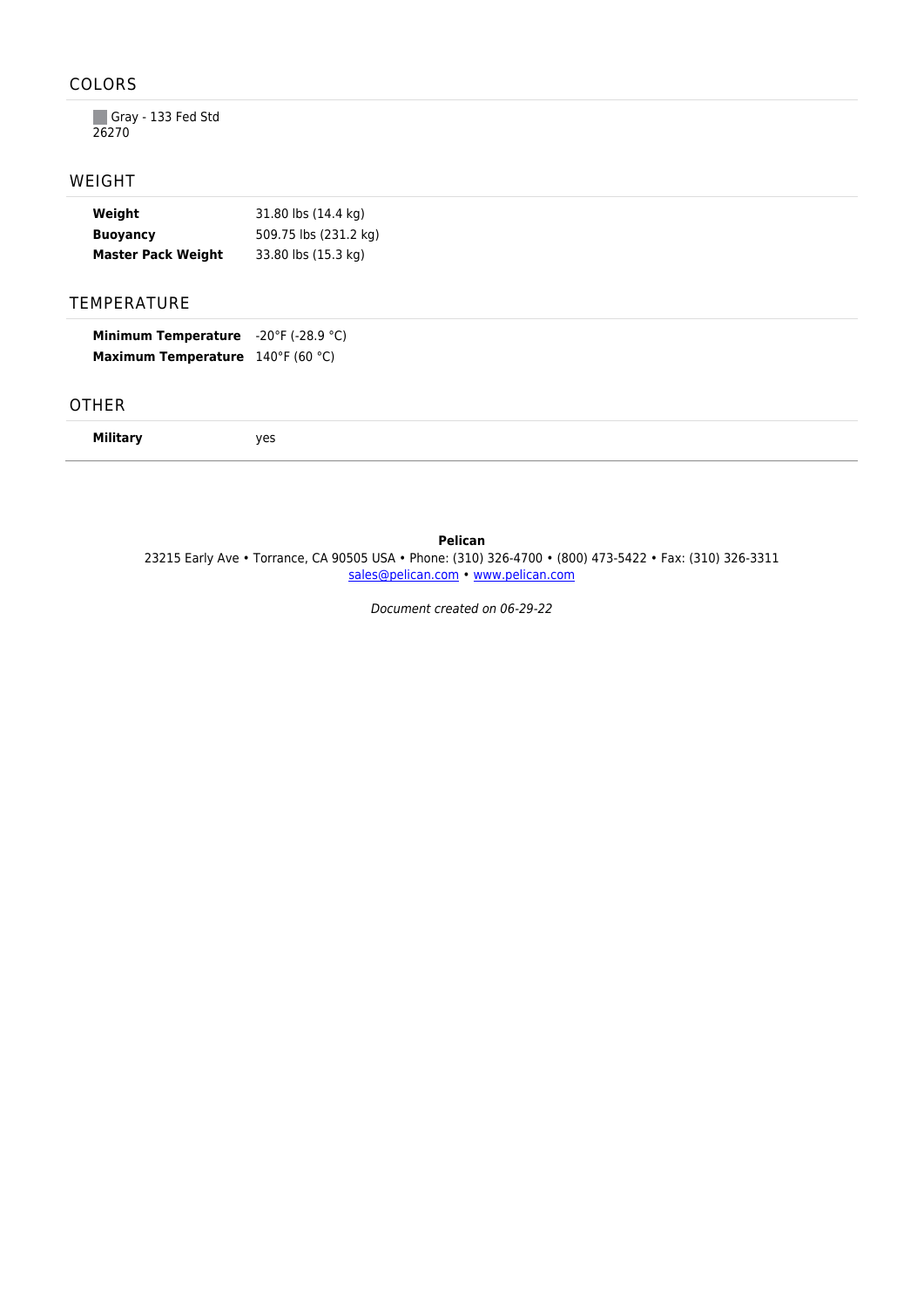## COLORS

Gray - 133 Fed Std 26270

## WEIGHT

| | |
|---|---|
| **Weight** | 31.80 lbs (14.4 kg) |
| **Buoyancy** | 509.75 lbs (231.2 kg) |
| **Master Pack Weight** | 33.80 lbs (15.3 kg) |

## TEMPERATURE

| | |
|---|---|
| **Minimum Temperature** | -20°F (-28.9 °C) |
| **Maximum Temperature** | 140°F (60 °C) |

## OTHER

| | |
|---|---|
| **Military** | yes |

**Pelican**
23215 Early Ave • Torrance, CA 90505 USA • Phone: (310) 326-4700 • (800) 473-5422 • Fax: (310) 326-3311
sales@pelican.com • www.pelican.com

*Document created on 06-29-22*